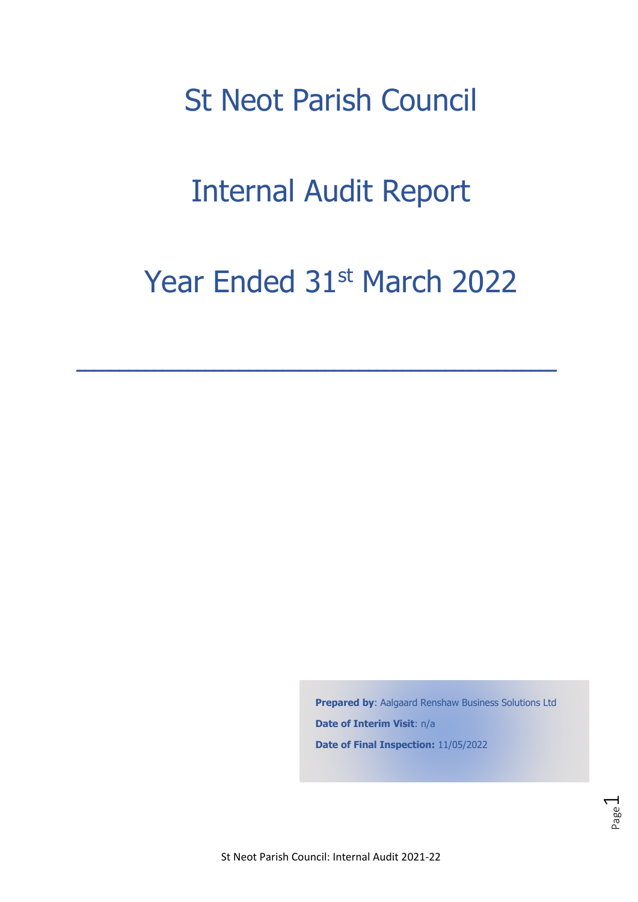# St Neot Parish Council

# Internal Audit Report

# Year Ended 31st March 2022

---

**Prepared by**: Aalgaard Renshaw Business Solutions Ltd

**Date of Interim Visit**: n/a

**Date of Final Inspection:** 11/05/2022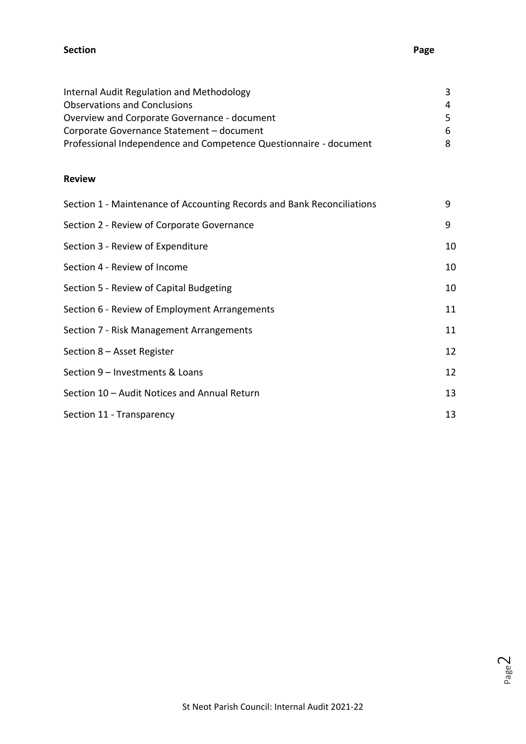| Section | Page |
| --- | --- |
| Internal Audit Regulation and Methodology | 3 |
| Observations and Conclusions | 4 |
| Overview and Corporate Governance - document | 5 |
| Corporate Governance Statement – document | 6 |
| Professional Independence and Competence Questionnaire - document | 8 |

**Review**

| | |
| --- | --- |
| Section 1 - Maintenance of Accounting Records and Bank Reconciliations | 9 |
| Section 2 - Review of Corporate Governance | 9 |
| Section 3 - Review of Expenditure | 10 |
| Section 4 - Review of Income | 10 |
| Section 5 - Review of Capital Budgeting | 10 |
| Section 6 - Review of Employment Arrangements | 11 |
| Section 7 - Risk Management Arrangements | 11 |
| Section 8 – Asset Register | 12 |
| Section 9 – Investments & Loans | 12 |
| Section 10 – Audit Notices and Annual Return | 13 |
| Section 11 - Transparency | 13 |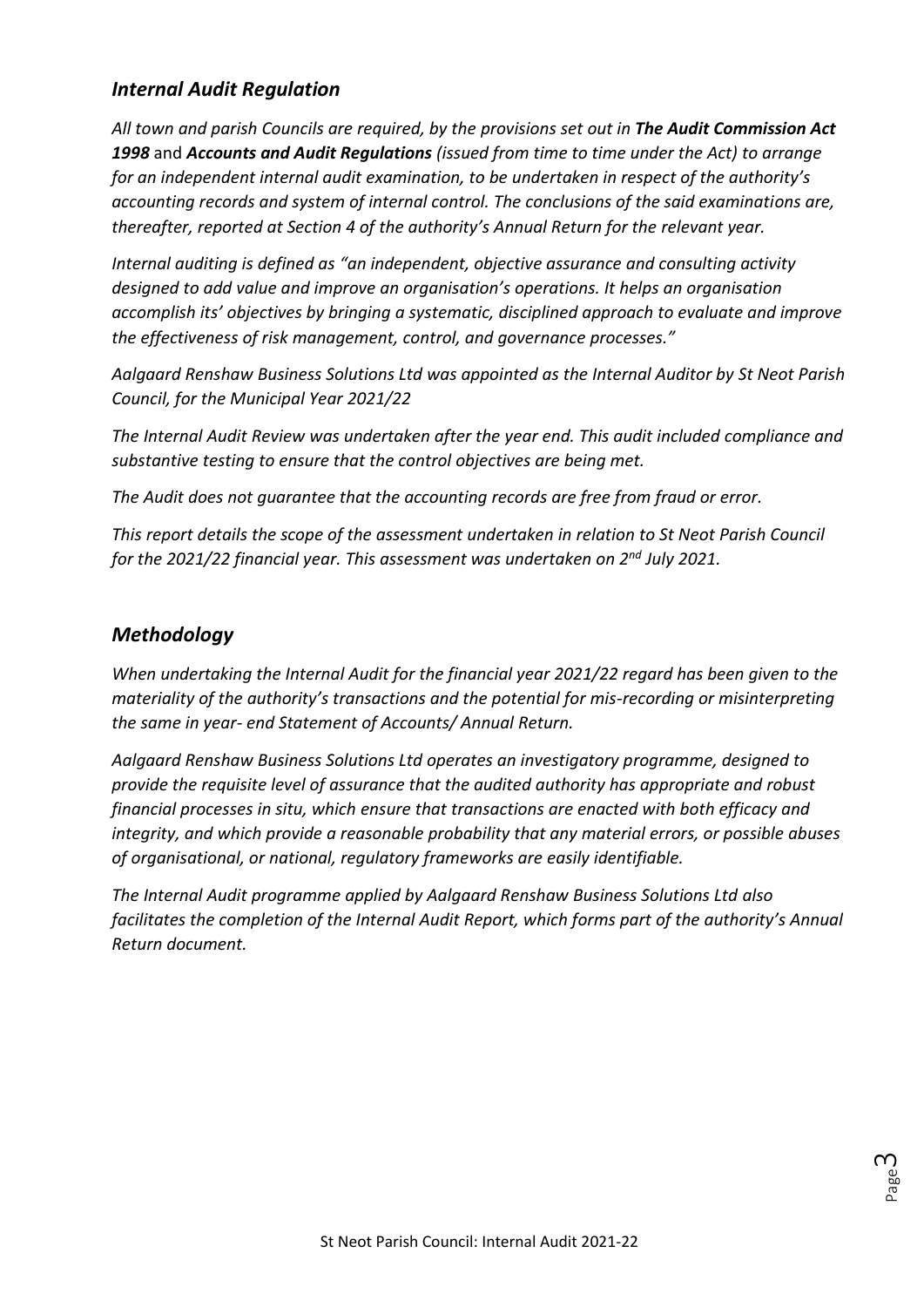## *Internal Audit Regulation*

*All town and parish Councils are required, by the provisions set out in **The Audit Commission Act 1998** and **Accounts and Audit Regulations** (issued from time to time under the Act) to arrange for an independent internal audit examination, to be undertaken in respect of the authority's accounting records and system of internal control. The conclusions of the said examinations are, thereafter, reported at Section 4 of the authority's Annual Return for the relevant year.*

*Internal auditing is defined as "an independent, objective assurance and consulting activity designed to add value and improve an organisation's operations. It helps an organisation accomplish its' objectives by bringing a systematic, disciplined approach to evaluate and improve the effectiveness of risk management, control, and governance processes."*

*Aalgaard Renshaw Business Solutions Ltd was appointed as the Internal Auditor by St Neot Parish Council, for the Municipal Year 2021/22*

*The Internal Audit Review was undertaken after the year end. This audit included compliance and substantive testing to ensure that the control objectives are being met.*

*The Audit does not guarantee that the accounting records are free from fraud or error.*

*This report details the scope of the assessment undertaken in relation to St Neot Parish Council for the 2021/22 financial year. This assessment was undertaken on 2nd July 2021.*

## *Methodology*

*When undertaking the Internal Audit for the financial year 2021/22 regard has been given to the materiality of the authority's transactions and the potential for mis-recording or misinterpreting the same in year- end Statement of Accounts/ Annual Return.*

*Aalgaard Renshaw Business Solutions Ltd operates an investigatory programme, designed to provide the requisite level of assurance that the audited authority has appropriate and robust financial processes in situ, which ensure that transactions are enacted with both efficacy and integrity, and which provide a reasonable probability that any material errors, or possible abuses of organisational, or national, regulatory frameworks are easily identifiable.*

*The Internal Audit programme applied by Aalgaard Renshaw Business Solutions Ltd also facilitates the completion of the Internal Audit Report, which forms part of the authority's Annual Return document.*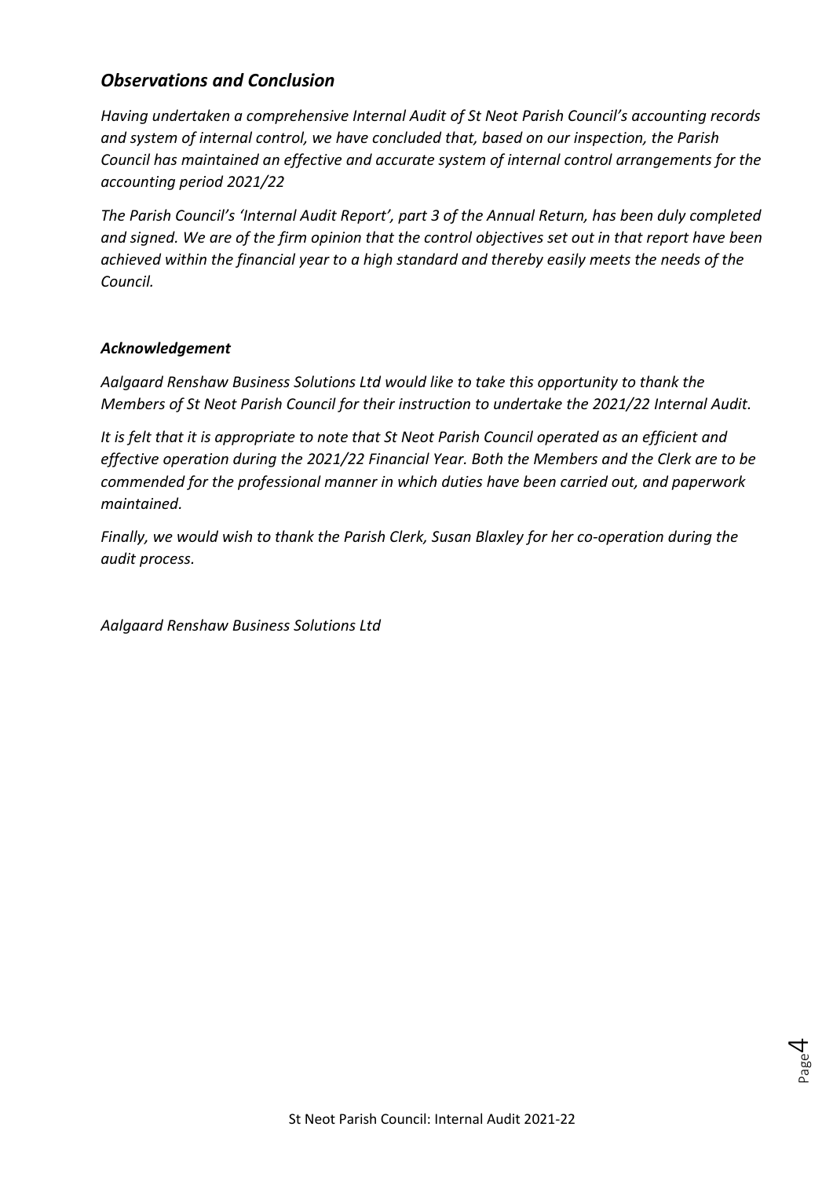## *Observations and Conclusion*

*Having undertaken a comprehensive Internal Audit of St Neot Parish Council's accounting records and system of internal control, we have concluded that, based on our inspection, the Parish Council has maintained an effective and accurate system of internal control arrangements for the accounting period 2021/22*

*The Parish Council's 'Internal Audit Report', part 3 of the Annual Return, has been duly completed and signed. We are of the firm opinion that the control objectives set out in that report have been achieved within the financial year to a high standard and thereby easily meets the needs of the Council.*

### *Acknowledgement*

*Aalgaard Renshaw Business Solutions Ltd would like to take this opportunity to thank the Members of St Neot Parish Council for their instruction to undertake the 2021/22 Internal Audit.*

*It is felt that it is appropriate to note that St Neot Parish Council operated as an efficient and effective operation during the 2021/22 Financial Year. Both the Members and the Clerk are to be commended for the professional manner in which duties have been carried out, and paperwork maintained.*

*Finally, we would wish to thank the Parish Clerk, Susan Blaxley for her co-operation during the audit process.*

*Aalgaard Renshaw Business Solutions Ltd*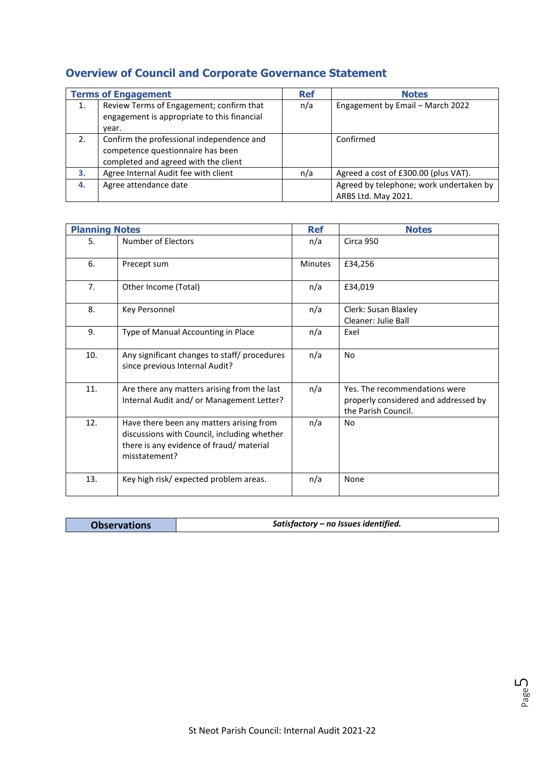## Overview of Council and Corporate Governance Statement

| Terms of Engagement | | Ref | Notes |
|---|---|---|---|
| 1. | Review Terms of Engagement; confirm that engagement is appropriate to this financial year. | n/a | Engagement by Email – March 2022 |
| 2. | Confirm the professional independence and competence questionnaire has been completed and agreed with the client | | Confirmed |
| 3. | Agree Internal Audit fee with client | n/a | Agreed a cost of £300.00 (plus VAT). |
| 4. | Agree attendance date | | Agreed by telephone; work undertaken by ARBS Ltd. May 2021. |

| Planning Notes | | Ref | Notes |
|---|---|---|---|
| 5. | Number of Electors | n/a | Circa 950 |
| 6. | Precept sum | Minutes | £34,256 |
| 7. | Other Income (Total) | n/a | £34,019 |
| 8. | Key Personnel | n/a | Clerk: Susan Blaxley<br>Cleaner: Julie Ball |
| 9. | Type of Manual Accounting in Place | n/a | Exel |
| 10. | Any significant changes to staff/ procedures since previous Internal Audit? | n/a | No |
| 11. | Are there any matters arising from the last Internal Audit and/ or Management Letter? | n/a | Yes. The recommendations were properly considered and addressed by the Parish Council. |
| 12. | Have there been any matters arising from discussions with Council, including whether there is any evidence of fraud/ material misstatement? | n/a | No |
| 13. | Key high risk/ expected problem areas. | n/a | None |

| Observations | *Satisfactory – no Issues identified.* |
|---|---|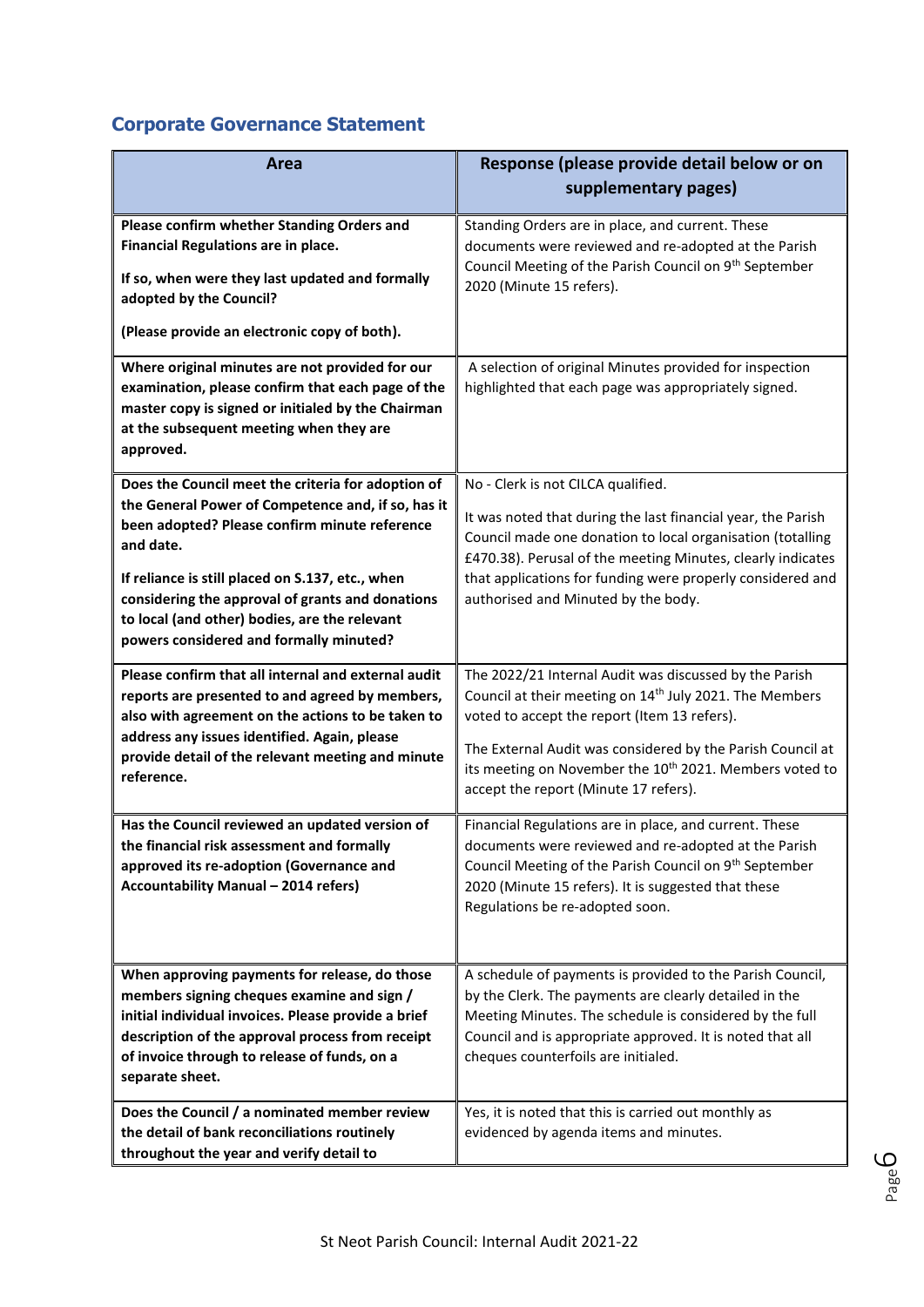## Corporate Governance Statement

| Area | Response (please provide detail below or on supplementary pages) |
|---|---|
| **Please confirm whether Standing Orders and Financial Regulations are in place.**<br><br>**If so, when were they last updated and formally adopted by the Council?**<br><br>**(Please provide an electronic copy of both).** | Standing Orders are in place, and current. These documents were reviewed and re-adopted at the Parish Council Meeting of the Parish Council on 9th September 2020 (Minute 15 refers). |
| **Where original minutes are not provided for our examination, please confirm that each page of the master copy is signed or initialed by the Chairman at the subsequent meeting when they are approved.** | A selection of original Minutes provided for inspection highlighted that each page was appropriately signed. |
| **Does the Council meet the criteria for adoption of the General Power of Competence and, if so, has it been adopted? Please confirm minute reference and date.**<br><br>**If reliance is still placed on S.137, etc., when considering the approval of grants and donations to local (and other) bodies, are the relevant powers considered and formally minuted?** | No - Clerk is not CILCA qualified.<br><br>It was noted that during the last financial year, the Parish Council made one donation to local organisation (totalling £470.38). Perusal of the meeting Minutes, clearly indicates that applications for funding were properly considered and authorised and Minuted by the body. |
| **Please confirm that all internal and external audit reports are presented to and agreed by members, also with agreement on the actions to be taken to address any issues identified. Again, please provide detail of the relevant meeting and minute reference.** | The 2022/21 Internal Audit was discussed by the Parish Council at their meeting on 14th July 2021. The Members voted to accept the report (Item 13 refers).<br><br>The External Audit was considered by the Parish Council at its meeting on November the 10th 2021. Members voted to accept the report (Minute 17 refers). |
| **Has the Council reviewed an updated version of the financial risk assessment and formally approved its re-adoption (Governance and Accountability Manual – 2014 refers)** | Financial Regulations are in place, and current. These documents were reviewed and re-adopted at the Parish Council Meeting of the Parish Council on 9th September 2020 (Minute 15 refers). It is suggested that these Regulations be re-adopted soon. |
| **When approving payments for release, do those members signing cheques examine and sign / initial individual invoices. Please provide a brief description of the approval process from receipt of invoice through to release of funds, on a separate sheet.** | A schedule of payments is provided to the Parish Council, by the Clerk. The payments are clearly detailed in the Meeting Minutes. The schedule is considered by the full Council and is appropriate approved. It is noted that all cheques counterfoils are initialed. |
| **Does the Council / a nominated member review the detail of bank reconciliations routinely throughout the year and verify detail to** | Yes, it is noted that this is carried out monthly as evidenced by agenda items and minutes. |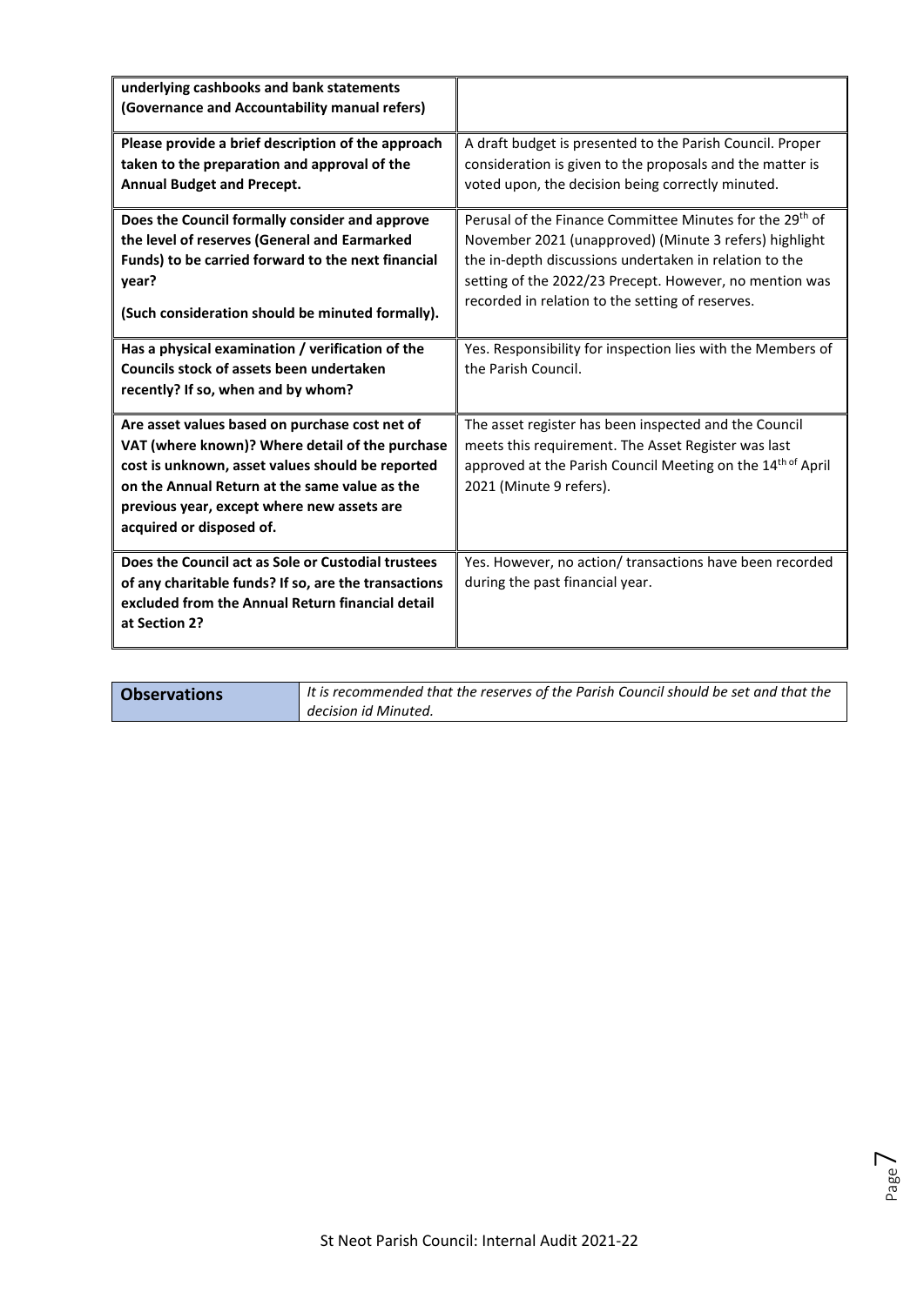| | |
|---|---|
| **underlying cashbooks and bank statements (Governance and Accountability manual refers)** | |
| **Please provide a brief description of the approach taken to the preparation and approval of the Annual Budget and Precept.** | A draft budget is presented to the Parish Council. Proper consideration is given to the proposals and the matter is voted upon, the decision being correctly minuted. |
| **Does the Council formally consider and approve the level of reserves (General and Earmarked Funds) to be carried forward to the next financial year?**<br><br>**(Such consideration should be minuted formally).** | Perusal of the Finance Committee Minutes for the 29th of November 2021 (unapproved) (Minute 3 refers) highlight the in-depth discussions undertaken in relation to the setting of the 2022/23 Precept. However, no mention was recorded in relation to the setting of reserves. |
| **Has a physical examination / verification of the Councils stock of assets been undertaken recently? If so, when and by whom?** | Yes. Responsibility for inspection lies with the Members of the Parish Council. |
| **Are asset values based on purchase cost net of VAT (where known)? Where detail of the purchase cost is unknown, asset values should be reported on the Annual Return at the same value as the previous year, except where new assets are acquired or disposed of.** | The asset register has been inspected and the Council meets this requirement. The Asset Register was last approved at the Parish Council Meeting on the 14th of April 2021 (Minute 9 refers). |
| **Does the Council act as Sole or Custodial trustees of any charitable funds? If so, are the transactions excluded from the Annual Return financial detail at Section 2?** | Yes. However, no action/ transactions have been recorded during the past financial year. |

| | |
|---|---|
| **Observations** | *It is recommended that the reserves of the Parish Council should be set and that the decision id Minuted.* |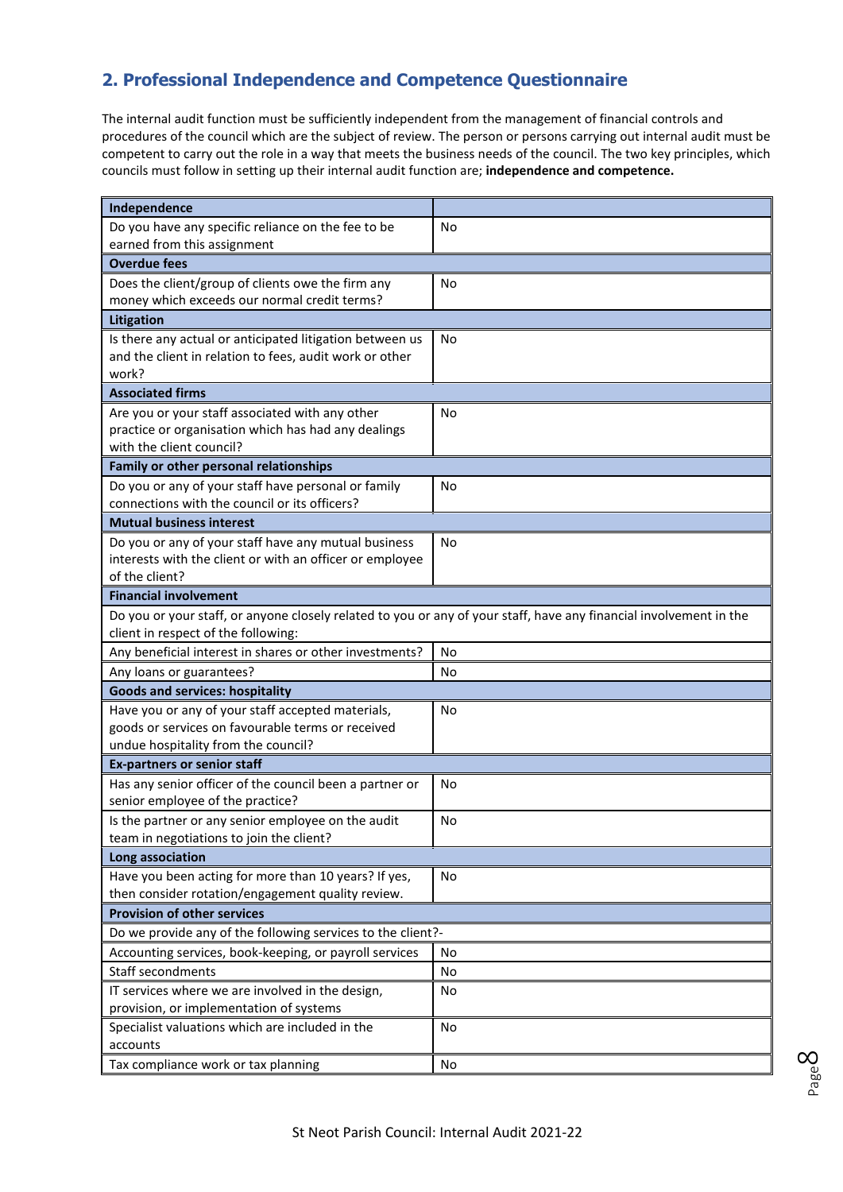## 2. Professional Independence and Competence Questionnaire

The internal audit function must be sufficiently independent from the management of financial controls and procedures of the council which are the subject of review. The person or persons carrying out internal audit must be competent to carry out the role in a way that meets the business needs of the council. The two key principles, which councils must follow in setting up their internal audit function are; **independence and competence.**

| **Independence** | |
|---|---|
| Do you have any specific reliance on the fee to be earned from this assignment | No |
| **Overdue fees** | |
| Does the client/group of clients owe the firm any money which exceeds our normal credit terms? | No |
| **Litigation** | |
| Is there any actual or anticipated litigation between us and the client in relation to fees, audit work or other work? | No |
| **Associated firms** | |
| Are you or your staff associated with any other practice or organisation which has had any dealings with the client council? | No |
| **Family or other personal relationships** | |
| Do you or any of your staff have personal or family connections with the council or its officers? | No |
| **Mutual business interest** | |
| Do you or any of your staff have any mutual business interests with the client or with an officer or employee of the client? | No |
| **Financial involvement** | |
| Do you or your staff, or anyone closely related to you or any of your staff, have any financial involvement in the client in respect of the following: | |
| Any beneficial interest in shares or other investments? | No |
| Any loans or guarantees? | No |
| **Goods and services: hospitality** | |
| Have you or any of your staff accepted materials, goods or services on favourable terms or received undue hospitality from the council? | No |
| **Ex-partners or senior staff** | |
| Has any senior officer of the council been a partner or senior employee of the practice? | No |
| Is the partner or any senior employee on the audit team in negotiations to join the client? | No |
| **Long association** | |
| Have you been acting for more than 10 years? If yes, then consider rotation/engagement quality review. | No |
| **Provision of other services** | |
| Do we provide any of the following services to the client?- | |
| Accounting services, book-keeping, or payroll services | No |
| Staff secondments | No |
| IT services where we are involved in the design, provision, or implementation of systems | No |
| Specialist valuations which are included in the accounts | No |
| Tax compliance work or tax planning | No |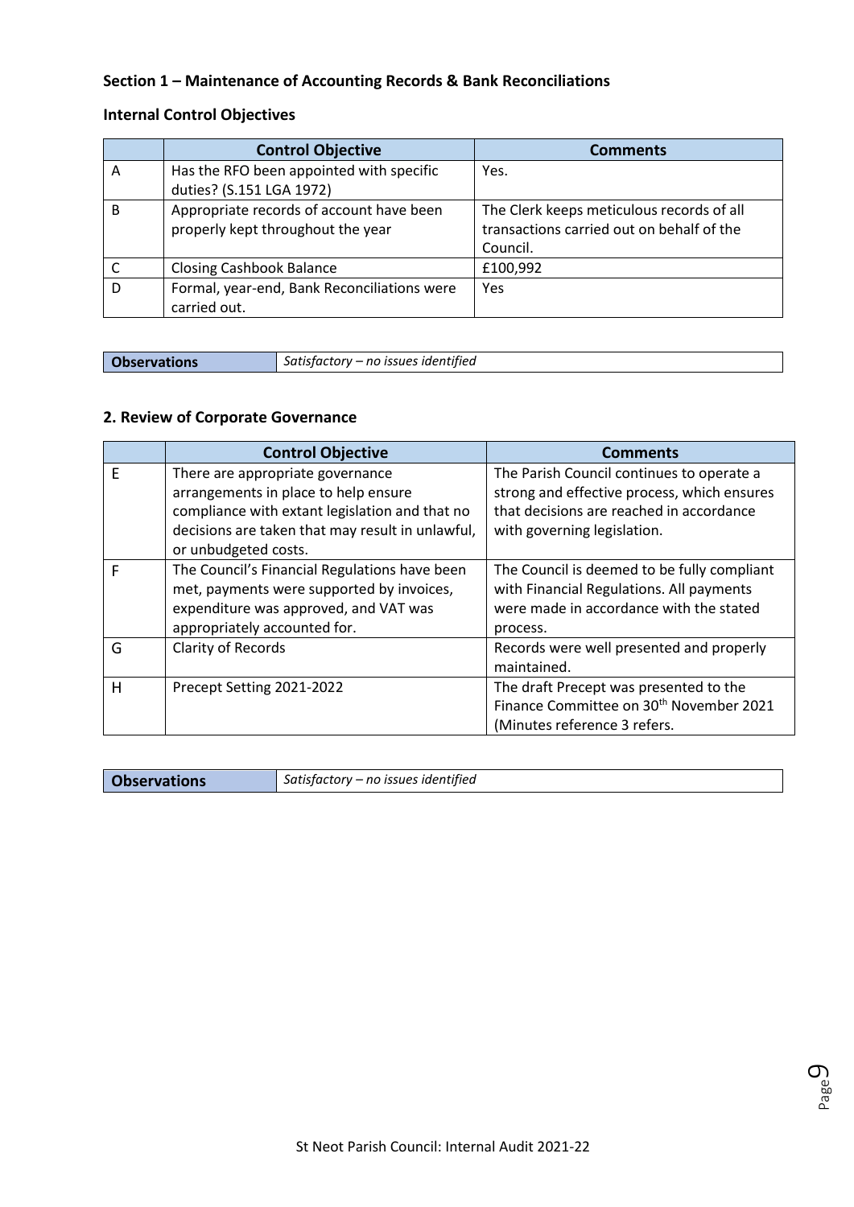## Section 1 – Maintenance of Accounting Records & Bank Reconciliations

### Internal Control Objectives

| | Control Objective | Comments |
|---|---|---|
| A | Has the RFO been appointed with specific duties? (S.151 LGA 1972) | Yes. |
| B | Appropriate records of account have been properly kept throughout the year | The Clerk keeps meticulous records of all transactions carried out on behalf of the Council. |
| C | Closing Cashbook Balance | £100,992 |
| D | Formal, year-end, Bank Reconciliations were carried out. | Yes |

| **Observations** | *Satisfactory – no issues identified* |
|---|---|

## 2. Review of Corporate Governance

| | Control Objective | Comments |
|---|---|---|
| E | There are appropriate governance arrangements in place to help ensure compliance with extant legislation and that no decisions are taken that may result in unlawful, or unbudgeted costs. | The Parish Council continues to operate a strong and effective process, which ensures that decisions are reached in accordance with governing legislation. |
| F | The Council's Financial Regulations have been met, payments were supported by invoices, expenditure was approved, and VAT was appropriately accounted for. | The Council is deemed to be fully compliant with Financial Regulations. All payments were made in accordance with the stated process. |
| G | Clarity of Records | Records were well presented and properly maintained. |
| H | Precept Setting 2021-2022 | The draft Precept was presented to the Finance Committee on 30th November 2021 (Minutes reference 3 refers. |

| **Observations** | *Satisfactory – no issues identified* |
|---|---|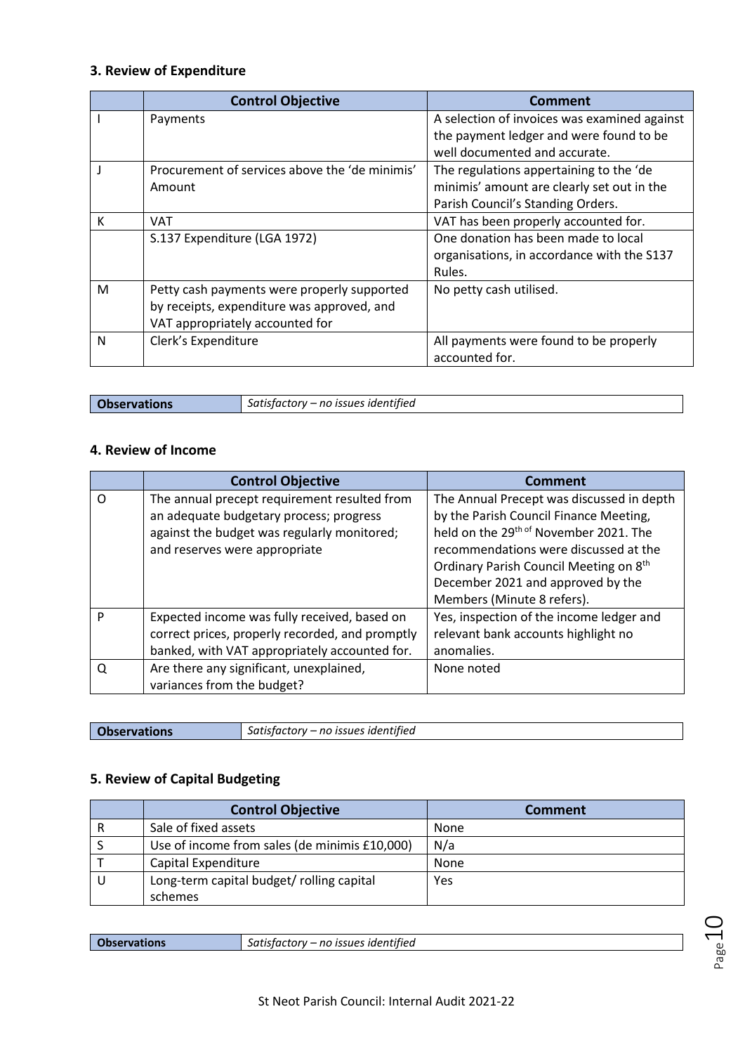### 3. Review of Expenditure

| | Control Objective | Comment |
|---|---|---|
| I | Payments | A selection of invoices was examined against the payment ledger and were found to be well documented and accurate. |
| J | Procurement of services above the 'de minimis' Amount | The regulations appertaining to the 'de minimis' amount are clearly set out in the Parish Council's Standing Orders. |
| K | VAT | VAT has been properly accounted for. |
| | S.137 Expenditure (LGA 1972) | One donation has been made to local organisations, in accordance with the S137 Rules. |
| M | Petty cash payments were properly supported by receipts, expenditure was approved, and VAT appropriately accounted for | No petty cash utilised. |
| N | Clerk's Expenditure | All payments were found to be properly accounted for. |

| **Observations** | *Satisfactory – no issues identified* |
|---|---|

### 4. Review of Income

| | Control Objective | Comment |
|---|---|---|
| O | The annual precept requirement resulted from an adequate budgetary process; progress against the budget was regularly monitored; and reserves were appropriate | The Annual Precept was discussed in depth by the Parish Council Finance Meeting, held on the 29th of November 2021. The recommendations were discussed at the Ordinary Parish Council Meeting on 8th December 2021 and approved by the Members (Minute 8 refers). |
| P | Expected income was fully received, based on correct prices, properly recorded, and promptly banked, with VAT appropriately accounted for. | Yes, inspection of the income ledger and relevant bank accounts highlight no anomalies. |
| Q | Are there any significant, unexplained, variances from the budget? | None noted |

| **Observations** | *Satisfactory – no issues identified* |
|---|---|

### 5. Review of Capital Budgeting

| | Control Objective | Comment |
|---|---|---|
| R | Sale of fixed assets | None |
| S | Use of income from sales (de minimis £10,000) | N/a |
| T | Capital Expenditure | None |
| U | Long-term capital budget/ rolling capital schemes | Yes |

| **Observations** | *Satisfactory – no issues identified* |
|---|---|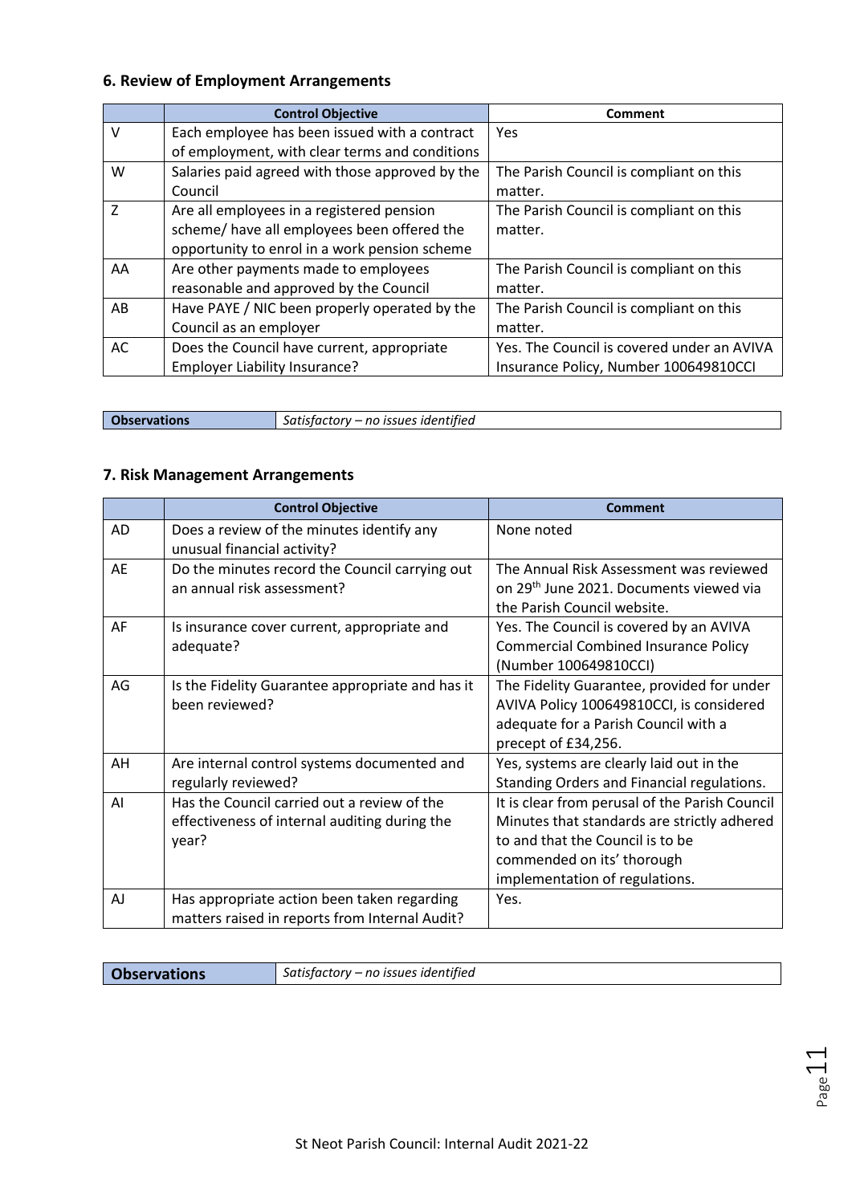## 6. Review of Employment Arrangements

| | Control Objective | Comment |
|---|---|---|
| V | Each employee has been issued with a contract of employment, with clear terms and conditions | Yes |
| W | Salaries paid agreed with those approved by the Council | The Parish Council is compliant on this matter. |
| Z | Are all employees in a registered pension scheme/ have all employees been offered the opportunity to enrol in a work pension scheme | The Parish Council is compliant on this matter. |
| AA | Are other payments made to employees reasonable and approved by the Council | The Parish Council is compliant on this matter. |
| AB | Have PAYE / NIC been properly operated by the Council as an employer | The Parish Council is compliant on this matter. |
| AC | Does the Council have current, appropriate Employer Liability Insurance? | Yes. The Council is covered under an AVIVA Insurance Policy, Number 100649810CCI |

| **Observations** | *Satisfactory – no issues identified* |
|---|---|

## 7. Risk Management Arrangements

| | Control Objective | Comment |
|---|---|---|
| AD | Does a review of the minutes identify any unusual financial activity? | None noted |
| AE | Do the minutes record the Council carrying out an annual risk assessment? | The Annual Risk Assessment was reviewed on 29th June 2021. Documents viewed via the Parish Council website. |
| AF | Is insurance cover current, appropriate and adequate? | Yes. The Council is covered by an AVIVA Commercial Combined Insurance Policy (Number 100649810CCI) |
| AG | Is the Fidelity Guarantee appropriate and has it been reviewed? | The Fidelity Guarantee, provided for under AVIVA Policy 100649810CCI, is considered adequate for a Parish Council with a precept of £34,256. |
| AH | Are internal control systems documented and regularly reviewed? | Yes, systems are clearly laid out in the Standing Orders and Financial regulations. |
| AI | Has the Council carried out a review of the effectiveness of internal auditing during the year? | It is clear from perusal of the Parish Council Minutes that standards are strictly adhered to and that the Council is to be commended on its' thorough implementation of regulations. |
| AJ | Has appropriate action been taken regarding matters raised in reports from Internal Audit? | Yes. |

| **Observations** | *Satisfactory – no issues identified* |
|---|---|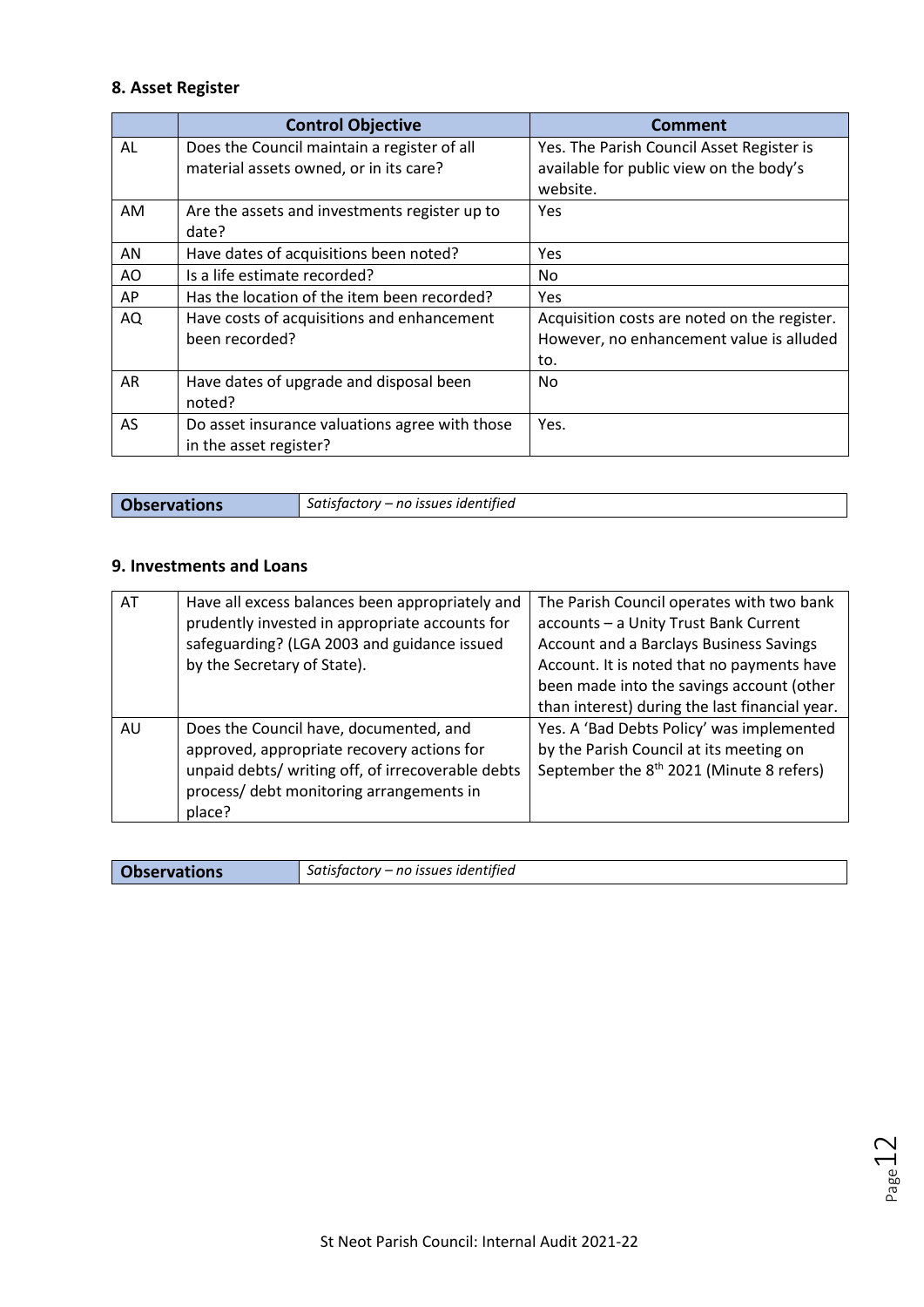### 8. Asset Register

| | Control Objective | Comment |
|---|---|---|
| AL | Does the Council maintain a register of all material assets owned, or in its care? | Yes. The Parish Council Asset Register is available for public view on the body's website. |
| AM | Are the assets and investments register up to date? | Yes |
| AN | Have dates of acquisitions been noted? | Yes |
| AO | Is a life estimate recorded? | No |
| AP | Has the location of the item been recorded? | Yes |
| AQ | Have costs of acquisitions and enhancement been recorded? | Acquisition costs are noted on the register. However, no enhancement value is alluded to. |
| AR | Have dates of upgrade and disposal been noted? | No |
| AS | Do asset insurance valuations agree with those in the asset register? | Yes. |

| **Observations** | *Satisfactory – no issues identified* |
|---|---|

### 9. Investments and Loans

| | | |
|---|---|---|
| AT | Have all excess balances been appropriately and prudently invested in appropriate accounts for safeguarding? (LGA 2003 and guidance issued by the Secretary of State). | The Parish Council operates with two bank accounts – a Unity Trust Bank Current Account and a Barclays Business Savings Account. It is noted that no payments have been made into the savings account (other than interest) during the last financial year. |
| AU | Does the Council have, documented, and approved, appropriate recovery actions for unpaid debts/ writing off, of irrecoverable debts process/ debt monitoring arrangements in place? | Yes. A 'Bad Debts Policy' was implemented by the Parish Council at its meeting on September the 8th 2021 (Minute 8 refers) |

| **Observations** | *Satisfactory – no issues identified* |
|---|---|

St Neot Parish Council: Internal Audit 2021-22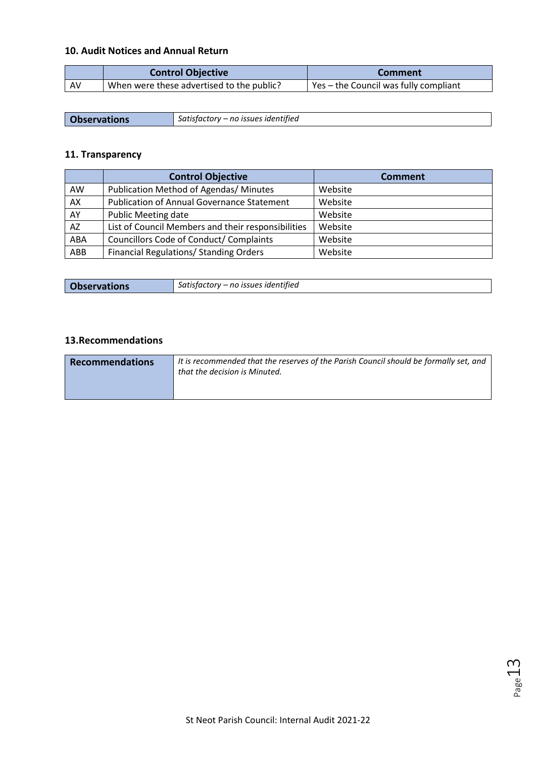### 10. Audit Notices and Annual Return

| | Control Objective | Comment |
|---|---|---|
| AV | When were these advertised to the public? | Yes – the Council was fully compliant |

| **Observations** | *Satisfactory – no issues identified* |
|---|---|

### 11. Transparency

| | Control Objective | Comment |
|---|---|---|
| AW | Publication Method of Agendas/ Minutes | Website |
| AX | Publication of Annual Governance Statement | Website |
| AY | Public Meeting date | Website |
| AZ | List of Council Members and their responsibilities | Website |
| ABA | Councillors Code of Conduct/ Complaints | Website |
| ABB | Financial Regulations/ Standing Orders | Website |

| **Observations** | *Satisfactory – no issues identified* |
|---|---|

### 13.Recommendations

| **Recommendations** | *It is recommended that the reserves of the Parish Council should be formally set, and that the decision is Minuted.* |
|---|---|